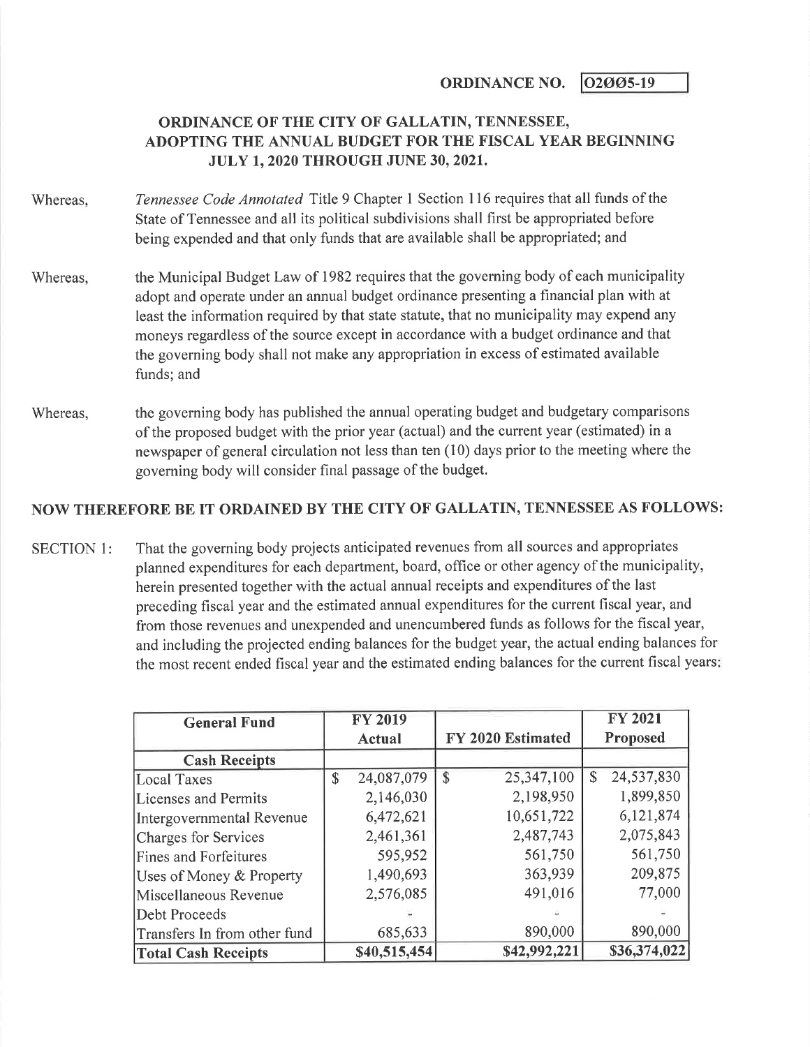**ORDINANCE NO.** O2ØØ5-19

# ORDINANCE OF THE CITY OF GALLATIN, TENNESSEE, ADOPTING THE ANNUAL BUDGET FOR THE FISCAL YEAR BEGINNING JULY 1, 2020 THROUGH JUNE 30, 2021.

Whereas, *Tennessee Code Annotated* Title 9 Chapter 1 Section 116 requires that all funds of the State of Tennessee and all its political subdivisions shall first be appropriated before being expended and that only funds that are available shall be appropriated; and

Whereas, the Municipal Budget Law of 1982 requires that the governing body of each municipality adopt and operate under an annual budget ordinance presenting a financial plan with at least the information required by that state statute, that no municipality may expend any moneys regardless of the source except in accordance with a budget ordinance and that the governing body shall not make any appropriation in excess of estimated available funds; and

Whereas, the governing body has published the annual operating budget and budgetary comparisons of the proposed budget with the prior year (actual) and the current year (estimated) in a newspaper of general circulation not less than ten (10) days prior to the meeting where the governing body will consider final passage of the budget.

## NOW THEREFORE BE IT ORDAINED BY THE CITY OF GALLATIN, TENNESSEE AS FOLLOWS:

SECTION 1: That the governing body projects anticipated revenues from all sources and appropriates planned expenditures for each department, board, office or other agency of the municipality, herein presented together with the actual annual receipts and expenditures of the last preceding fiscal year and the estimated annual expenditures for the current fiscal year, and from those revenues and unexpended and unencumbered funds as follows for the fiscal year, and including the projected ending balances for the budget year, the actual ending balances for the most recent ended fiscal year and the estimated ending balances for the current fiscal years:

| General Fund | FY 2019 Actual | FY 2020 Estimated | FY 2021 Proposed |
|---|---|---|---|
| **Cash Receipts** | | | |
| Local Taxes | $ 24,087,079 | $ 25,347,100 | $ 24,537,830 |
| Licenses and Permits | 2,146,030 | 2,198,950 | 1,899,850 |
| Intergovernmental Revenue | 6,472,621 | 10,651,722 | 6,121,874 |
| Charges for Services | 2,461,361 | 2,487,743 | 2,075,843 |
| Fines and Forfeitures | 595,952 | 561,750 | 561,750 |
| Uses of Money & Property | 1,490,693 | 363,939 | 209,875 |
| Miscellaneous Revenue | 2,576,085 | 491,016 | 77,000 |
| Debt Proceeds | - | - | - |
| Transfers In from other fund | 685,633 | 890,000 | 890,000 |
| **Total Cash Receipts** | $40,515,454 | $42,992,221 | $36,374,022 |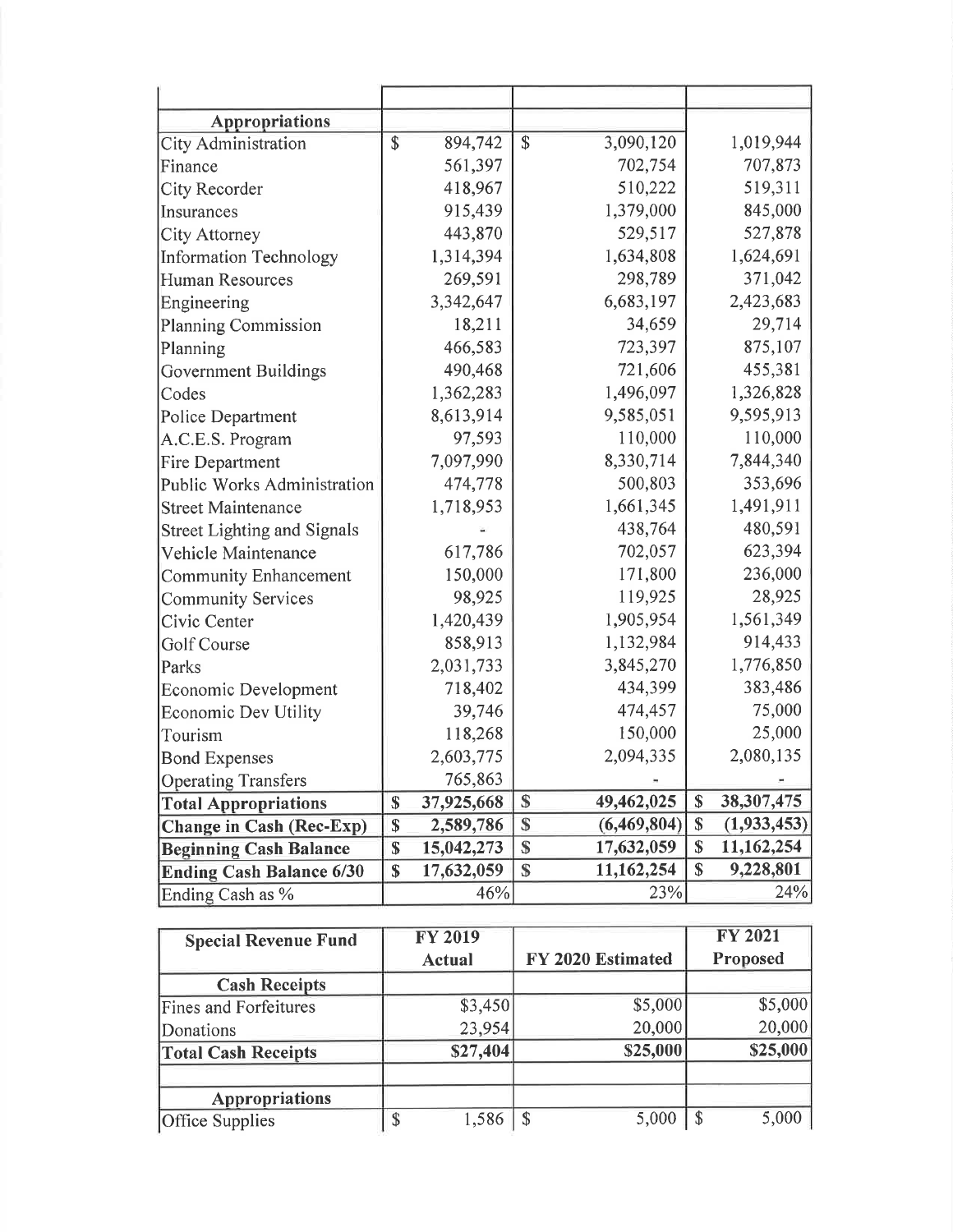| Appropriations | | | |
|---|---|---|---|
| City Administration | $ 894,742 | $ 3,090,120 | 1,019,944 |
| Finance | 561,397 | 702,754 | 707,873 |
| City Recorder | 418,967 | 510,222 | 519,311 |
| Insurances | 915,439 | 1,379,000 | 845,000 |
| City Attorney | 443,870 | 529,517 | 527,878 |
| Information Technology | 1,314,394 | 1,634,808 | 1,624,691 |
| Human Resources | 269,591 | 298,789 | 371,042 |
| Engineering | 3,342,647 | 6,683,197 | 2,423,683 |
| Planning Commission | 18,211 | 34,659 | 29,714 |
| Planning | 466,583 | 723,397 | 875,107 |
| Government Buildings | 490,468 | 721,606 | 455,381 |
| Codes | 1,362,283 | 1,496,097 | 1,326,828 |
| Police Department | 8,613,914 | 9,585,051 | 9,595,913 |
| A.C.E.S. Program | 97,593 | 110,000 | 110,000 |
| Fire Department | 7,097,990 | 8,330,714 | 7,844,340 |
| Public Works Administration | 474,778 | 500,803 | 353,696 |
| Street Maintenance | 1,718,953 | 1,661,345 | 1,491,911 |
| Street Lighting and Signals | - | 438,764 | 480,591 |
| Vehicle Maintenance | 617,786 | 702,057 | 623,394 |
| Community Enhancement | 150,000 | 171,800 | 236,000 |
| Community Services | 98,925 | 119,925 | 28,925 |
| Civic Center | 1,420,439 | 1,905,954 | 1,561,349 |
| Golf Course | 858,913 | 1,132,984 | 914,433 |
| Parks | 2,031,733 | 3,845,270 | 1,776,850 |
| Economic Development | 718,402 | 434,399 | 383,486 |
| Economic Dev Utility | 39,746 | 474,457 | 75,000 |
| Tourism | 118,268 | 150,000 | 25,000 |
| Bond Expenses | 2,603,775 | 2,094,335 | 2,080,135 |
| Operating Transfers | 765,863 | - | - |
| **Total Appropriations** | **$ 37,925,668** | **$ 49,462,025** | **$ 38,307,475** |
| **Change in Cash (Rec-Exp)** | **$ 2,589,786** | **$ (6,469,804)** | **$ (1,933,453)** |
| **Beginning Cash Balance** | **$ 15,042,273** | **$ 17,632,059** | **$ 11,162,254** |
| **Ending Cash Balance 6/30** | **$ 17,632,059** | **$ 11,162,254** | **$ 9,228,801** |
| Ending Cash as % | 46% | 23% | 24% |

| Special Revenue Fund | FY 2019 Actual | FY 2020 Estimated | FY 2021 Proposed |
|---|---|---|---|
| **Cash Receipts** | | | |
| Fines and Forfeitures | $3,450 | $5,000 | $5,000 |
| Donations | 23,954 | 20,000 | 20,000 |
| **Total Cash Receipts** | **$27,404** | **$25,000** | **$25,000** |
| | | | |
| **Appropriations** | | | |
| Office Supplies | $ 1,586 | $ 5,000 | $ 5,000 |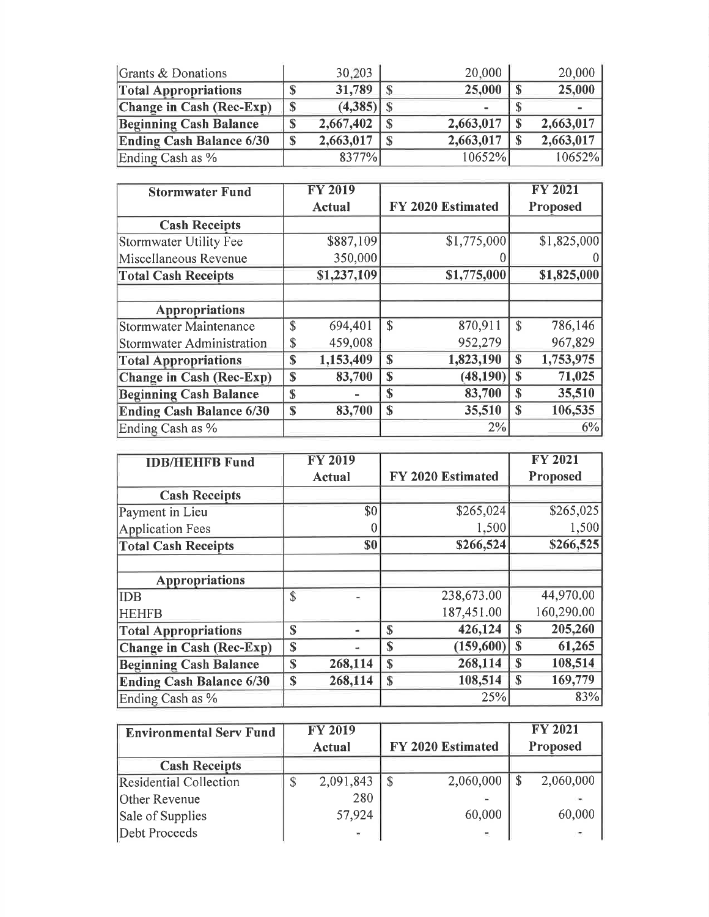| | FY 2019 Actual | FY 2020 Estimated | FY 2021 Proposed |
|---|---|---|---|
| Grants & Donations | 30,203 | 20,000 | 20,000 |
| **Total Appropriations** | **$ 31,789** | **$ 25,000** | **$ 25,000** |
| **Change in Cash (Rec-Exp)** | **$ (4,385)** | **$ -** | **$ -** |
| **Beginning Cash Balance** | **$ 2,667,402** | **$ 2,663,017** | **$ 2,663,017** |
| **Ending Cash Balance 6/30** | **$ 2,663,017** | **$ 2,663,017** | **$ 2,663,017** |
| Ending Cash as % | 8377% | 10652% | 10652% |

| **Stormwater Fund** | **FY 2019 Actual** | **FY 2020 Estimated** | **FY 2021 Proposed** |
|---|---|---|---|
| **Cash Receipts** | | | |
| Stormwater Utility Fee | $887,109 | $1,775,000 | $1,825,000 |
| Miscellaneous Revenue | 350,000 | 0 | 0 |
| **Total Cash Receipts** | **$1,237,109** | **$1,775,000** | **$1,825,000** |
| | | | |
| **Appropriations** | | | |
| Stormwater Maintenance | $ 694,401 | $ 870,911 | $ 786,146 |
| Stormwater Administration | $ 459,008 | 952,279 | 967,829 |
| **Total Appropriations** | **$ 1,153,409** | **$ 1,823,190** | **$ 1,753,975** |
| **Change in Cash (Rec-Exp)** | **$ 83,700** | **$ (48,190)** | **$ 71,025** |
| **Beginning Cash Balance** | **$ -** | **$ 83,700** | **$ 35,510** |
| **Ending Cash Balance 6/30** | **$ 83,700** | **$ 35,510** | **$ 106,535** |
| Ending Cash as % | | 2% | 6% |

| **IDB/HEHFB Fund** | **FY 2019 Actual** | **FY 2020 Estimated** | **FY 2021 Proposed** |
|---|---|---|---|
| **Cash Receipts** | | | |
| Payment in Lieu | $0 | $265,024 | $265,025 |
| Application Fees | 0 | 1,500 | 1,500 |
| **Total Cash Receipts** | **$0** | **$266,524** | **$266,525** |
| | | | |
| **Appropriations** | | | |
| IDB | $ - | 238,673.00 | 44,970.00 |
| HEHFB | | 187,451.00 | 160,290.00 |
| **Total Appropriations** | **$ -** | **$ 426,124** | **$ 205,260** |
| **Change in Cash (Rec-Exp)** | **$ -** | **$ (159,600)** | **$ 61,265** |
| **Beginning Cash Balance** | **$ 268,114** | **$ 268,114** | **$ 108,514** |
| **Ending Cash Balance 6/30** | **$ 268,114** | **$ 108,514** | **$ 169,779** |
| Ending Cash as % | | 25% | 83% |

| **Environmental Serv Fund** | **FY 2019 Actual** | **FY 2020 Estimated** | **FY 2021 Proposed** |
|---|---|---|---|
| **Cash Receipts** | | | |
| Residential Collection | $ 2,091,843 | $ 2,060,000 | $ 2,060,000 |
| Other Revenue | 280 | - | - |
| Sale of Supplies | 57,924 | 60,000 | 60,000 |
| Debt Proceeds | - | - | - |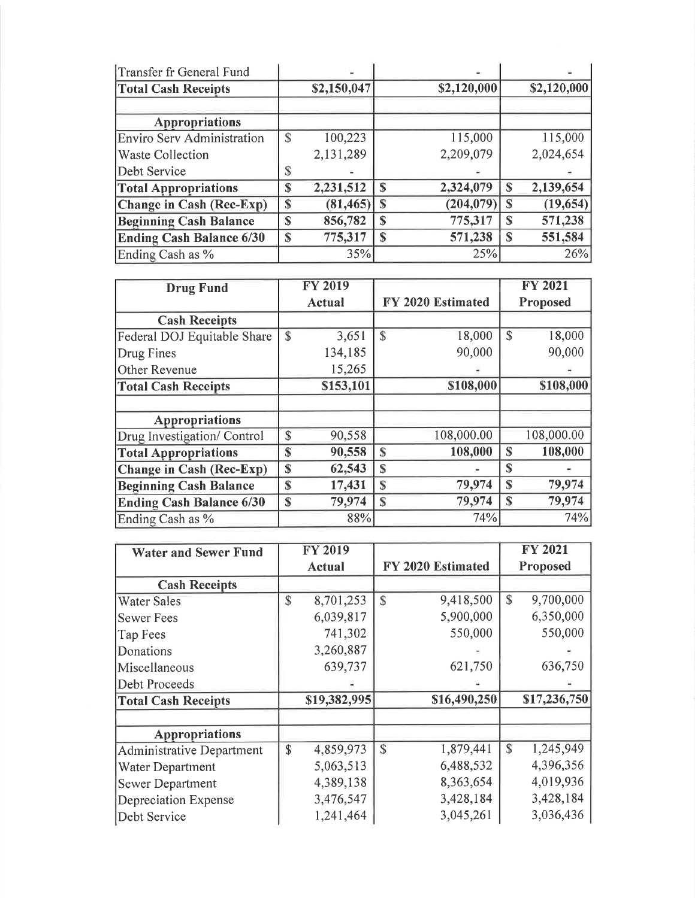| | | | |
|---|---|---|---|
| Transfer fr General Fund | - | - | - |
| **Total Cash Receipts** | **\$2,150,047** | **\$2,120,000** | **\$2,120,000** |
| | | | |
| **Appropriations** | | | |
| Enviro Serv Administration | \$ 100,223 | 115,000 | 115,000 |
| Waste Collection | 2,131,289 | 2,209,079 | 2,024,654 |
| Debt Service | \$ - | - | - |
| **Total Appropriations** | **\$ 2,231,512** | **\$ 2,324,079** | **\$ 2,139,654** |
| **Change in Cash (Rec-Exp)** | **\$ (81,465)** | **\$ (204,079)** | **\$ (19,654)** |
| **Beginning Cash Balance** | **\$ 856,782** | **\$ 775,317** | **\$ 571,238** |
| **Ending Cash Balance 6/30** | **\$ 775,317** | **\$ 571,238** | **\$ 551,584** |
| Ending Cash as % | 35% | 25% | 26% |

| **Drug Fund** | **FY 2019 Actual** | **FY 2020 Estimated** | **FY 2021 Proposed** |
|---|---|---|---|
| **Cash Receipts** | | | |
| Federal DOJ Equitable Share | \$ 3,651 | \$ 18,000 | \$ 18,000 |
| Drug Fines | 134,185 | 90,000 | 90,000 |
| Other Revenue | 15,265 | - | - |
| **Total Cash Receipts** | **\$153,101** | **\$108,000** | **\$108,000** |
| | | | |
| **Appropriations** | | | |
| Drug Investigation/ Control | \$ 90,558 | 108,000.00 | 108,000.00 |
| **Total Appropriations** | **\$ 90,558** | **\$ 108,000** | **\$ 108,000** |
| **Change in Cash (Rec-Exp)** | **\$ 62,543** | **\$ -** | **\$ -** |
| **Beginning Cash Balance** | **\$ 17,431** | **\$ 79,974** | **\$ 79,974** |
| **Ending Cash Balance 6/30** | **\$ 79,974** | **\$ 79,974** | **\$ 79,974** |
| Ending Cash as % | 88% | 74% | 74% |

| **Water and Sewer Fund** | **FY 2019 Actual** | **FY 2020 Estimated** | **FY 2021 Proposed** |
|---|---|---|---|
| **Cash Receipts** | | | |
| Water Sales | \$ 8,701,253 | \$ 9,418,500 | \$ 9,700,000 |
| Sewer Fees | 6,039,817 | 5,900,000 | 6,350,000 |
| Tap Fees | 741,302 | 550,000 | 550,000 |
| Donations | 3,260,887 | - | - |
| Miscellaneous | 639,737 | 621,750 | 636,750 |
| Debt Proceeds | - | - | - |
| **Total Cash Receipts** | **\$19,382,995** | **\$16,490,250** | **\$17,236,750** |
| | | | |
| **Appropriations** | | | |
| Administrative Department | \$ 4,859,973 | \$ 1,879,441 | \$ 1,245,949 |
| Water Department | 5,063,513 | 6,488,532 | 4,396,356 |
| Sewer Department | 4,389,138 | 8,363,654 | 4,019,936 |
| Depreciation Expense | 3,476,547 | 3,428,184 | 3,428,184 |
| Debt Service | 1,241,464 | 3,045,261 | 3,036,436 |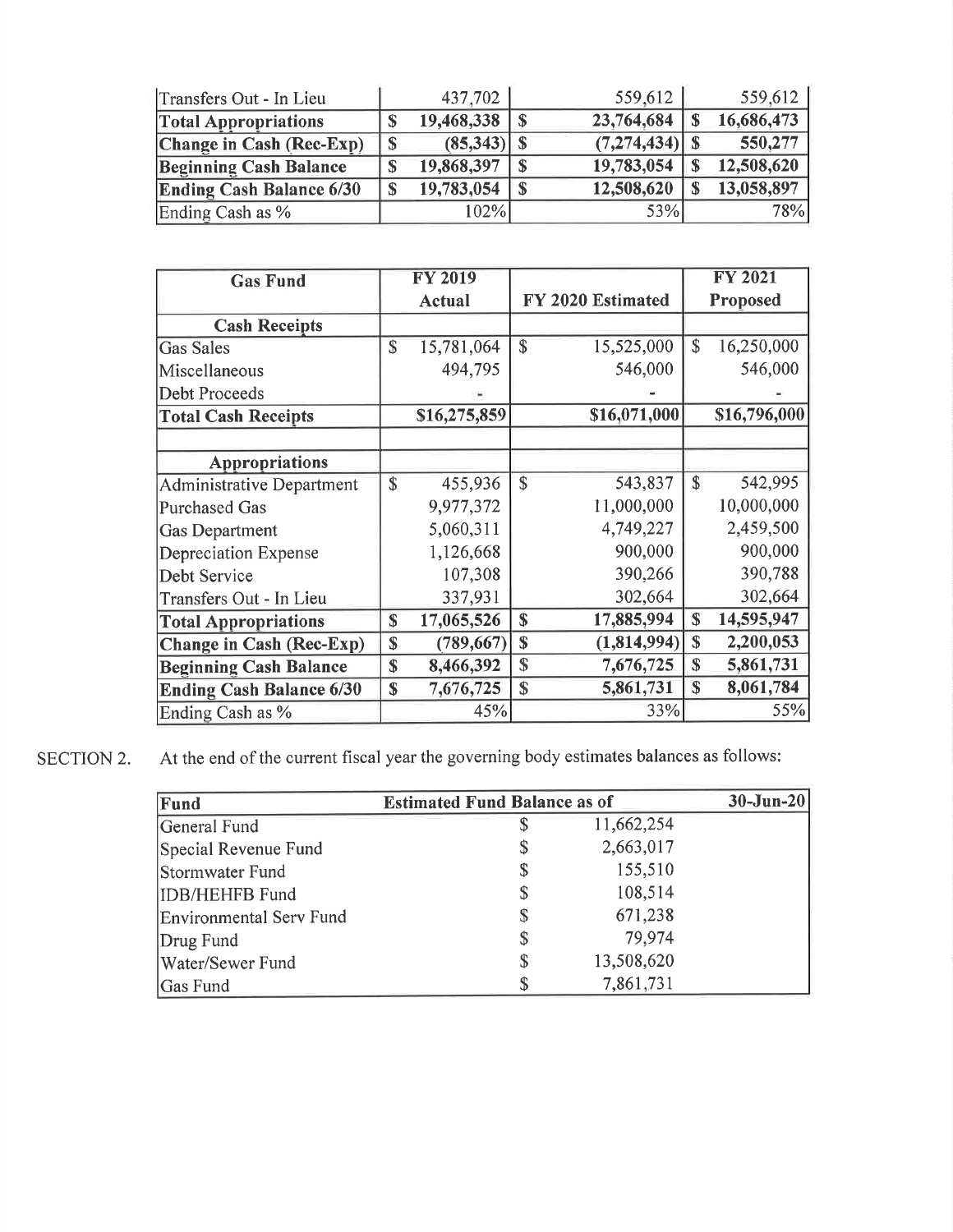| | | | |
|---|---|---|---|
| Transfers Out - In Lieu | 437,702 | 559,612 | 559,612 |
| **Total Appropriations** | **$ 19,468,338** | **$ 23,764,684** | **$ 16,686,473** |
| **Change in Cash (Rec-Exp)** | **$ (85,343)** | **$ (7,274,434)** | **$ 550,277** |
| **Beginning Cash Balance** | **$ 19,868,397** | **$ 19,783,054** | **$ 12,508,620** |
| **Ending Cash Balance 6/30** | **$ 19,783,054** | **$ 12,508,620** | **$ 13,058,897** |
| Ending Cash as % | 102% | 53% | 78% |

| **Gas Fund** | **FY 2019 Actual** | **FY 2020 Estimated** | **FY 2021 Proposed** |
|---|---|---|---|
| **Cash Receipts** | | | |
| Gas Sales | $ 15,781,064 | $ 15,525,000 | $ 16,250,000 |
| Miscellaneous | 494,795 | 546,000 | 546,000 |
| Debt Proceeds | - | - | - |
| **Total Cash Receipts** | **$16,275,859** | **$16,071,000** | **$16,796,000** |
| | | | |
| **Appropriations** | | | |
| Administrative Department | $ 455,936 | $ 543,837 | $ 542,995 |
| Purchased Gas | 9,977,372 | 11,000,000 | 10,000,000 |
| Gas Department | 5,060,311 | 4,749,227 | 2,459,500 |
| Depreciation Expense | 1,126,668 | 900,000 | 900,000 |
| Debt Service | 107,308 | 390,266 | 390,788 |
| Transfers Out - In Lieu | 337,931 | 302,664 | 302,664 |
| **Total Appropriations** | **$ 17,065,526** | **$ 17,885,994** | **$ 14,595,947** |
| **Change in Cash (Rec-Exp)** | **$ (789,667)** | **$ (1,814,994)** | **$ 2,200,053** |
| **Beginning Cash Balance** | **$ 8,466,392** | **$ 7,676,725** | **$ 5,861,731** |
| **Ending Cash Balance 6/30** | **$ 7,676,725** | **$ 5,861,731** | **$ 8,061,784** |
| Ending Cash as % | 45% | 33% | 55% |

SECTION 2. At the end of the current fiscal year the governing body estimates balances as follows:

| **Fund** | **Estimated Fund Balance as of** | **30-Jun-20** |
|---|---|---|
| General Fund | $ 11,662,254 | |
| Special Revenue Fund | $ 2,663,017 | |
| Stormwater Fund | $ 155,510 | |
| IDB/HEHFB Fund | $ 108,514 | |
| Environmental Serv Fund | $ 671,238 | |
| Drug Fund | $ 79,974 | |
| Water/Sewer Fund | $ 13,508,620 | |
| Gas Fund | $ 7,861,731 | |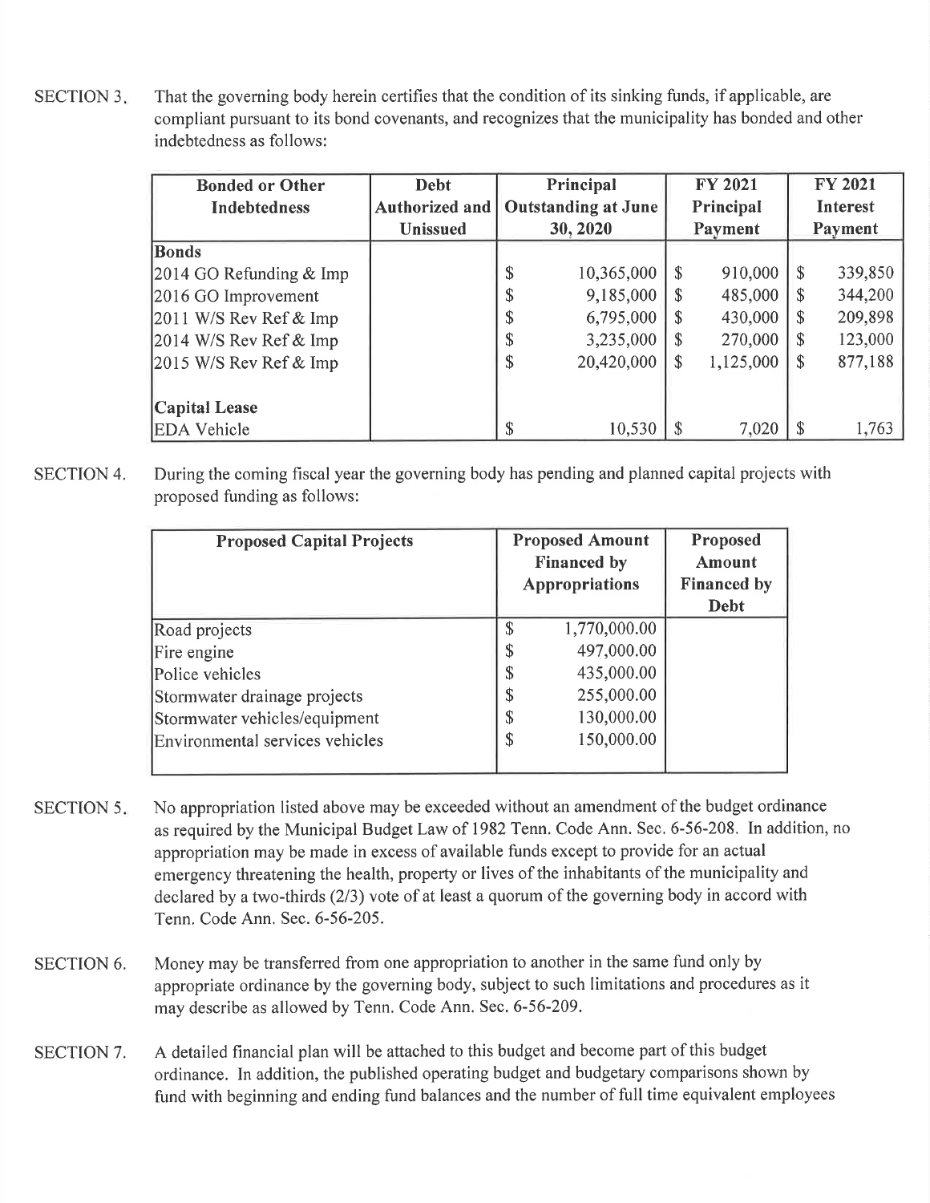SECTION 3. That the governing body herein certifies that the condition of its sinking funds, if applicable, are compliant pursuant to its bond covenants, and recognizes that the municipality has bonded and other indebtedness as follows:

| Bonded or Other Indebtedness | Debt Authorized and Unissued | Principal Outstanding at June 30, 2020 | FY 2021 Principal Payment | FY 2021 Interest Payment |
|---|---|---|---|---|
| **Bonds** | | | | |
| 2014 GO Refunding & Imp | | $ 10,365,000 | $ 910,000 | $ 339,850 |
| 2016 GO Improvement | | $ 9,185,000 | $ 485,000 | $ 344,200 |
| 2011 W/S Rev Ref & Imp | | $ 6,795,000 | $ 430,000 | $ 209,898 |
| 2014 W/S Rev Ref & Imp | | $ 3,235,000 | $ 270,000 | $ 123,000 |
| 2015 W/S Rev Ref & Imp | | $ 20,420,000 | $ 1,125,000 | $ 877,188 |
| | | | | |
| **Capital Lease** | | | | |
| EDA Vehicle | | $ 10,530 | $ 7,020 | $ 1,763 |

SECTION 4. During the coming fiscal year the governing body has pending and planned capital projects with proposed funding as follows:

| Proposed Capital Projects | Proposed Amount Financed by Appropriations | Proposed Amount Financed by Debt |
|---|---|---|
| Road projects | $ 1,770,000.00 | |
| Fire engine | $ 497,000.00 | |
| Police vehicles | $ 435,000.00 | |
| Stormwater drainage projects | $ 255,000.00 | |
| Stormwater vehicles/equipment | $ 130,000.00 | |
| Environmental services vehicles | $ 150,000.00 | |

SECTION 5. No appropriation listed above may be exceeded without an amendment of the budget ordinance as required by the Municipal Budget Law of 1982 Tenn. Code Ann. Sec. 6-56-208. In addition, no appropriation may be made in excess of available funds except to provide for an actual emergency threatening the health, property or lives of the inhabitants of the municipality and declared by a two-thirds (2/3) vote of at least a quorum of the governing body in accord with Tenn. Code Ann. Sec. 6-56-205.

SECTION 6. Money may be transferred from one appropriation to another in the same fund only by appropriate ordinance by the governing body, subject to such limitations and procedures as it may describe as allowed by Tenn. Code Ann. Sec. 6-56-209.

SECTION 7. A detailed financial plan will be attached to this budget and become part of this budget ordinance. In addition, the published operating budget and budgetary comparisons shown by fund with beginning and ending fund balances and the number of full time equivalent employees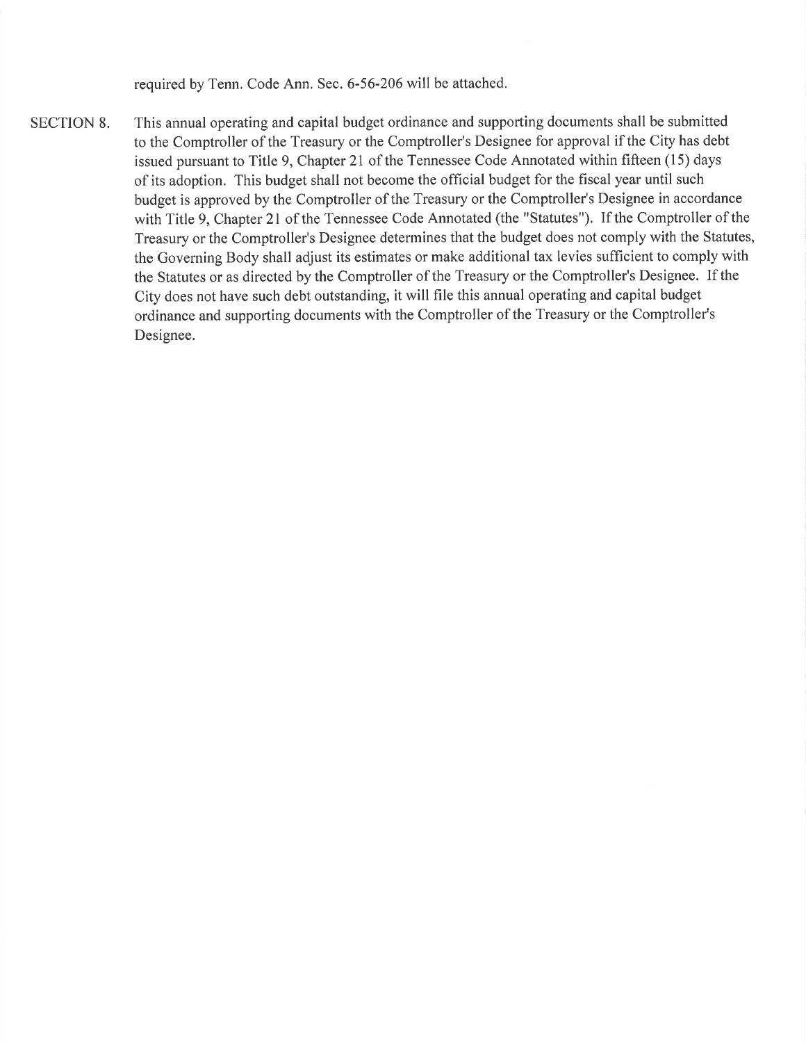required by Tenn. Code Ann. Sec. 6-56-206 will be attached.

SECTION 8. This annual operating and capital budget ordinance and supporting documents shall be submitted to the Comptroller of the Treasury or the Comptroller's Designee for approval if the City has debt issued pursuant to Title 9, Chapter 21 of the Tennessee Code Annotated within fifteen (15) days of its adoption. This budget shall not become the official budget for the fiscal year until such budget is approved by the Comptroller of the Treasury or the Comptroller's Designee in accordance with Title 9, Chapter 21 of the Tennessee Code Annotated (the "Statutes"). If the Comptroller of the Treasury or the Comptroller's Designee determines that the budget does not comply with the Statutes, the Governing Body shall adjust its estimates or make additional tax levies sufficient to comply with the Statutes or as directed by the Comptroller of the Treasury or the Comptroller's Designee. If the City does not have such debt outstanding, it will file this annual operating and capital budget ordinance and supporting documents with the Comptroller of the Treasury or the Comptroller's Designee.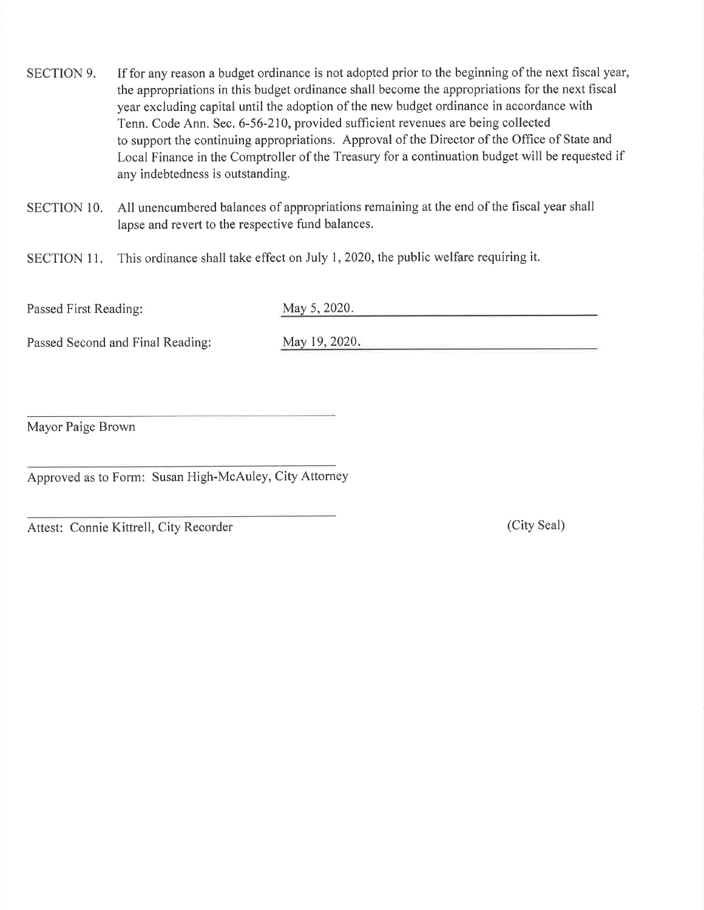SECTION 9. If for any reason a budget ordinance is not adopted prior to the beginning of the next fiscal year, the appropriations in this budget ordinance shall become the appropriations for the next fiscal year excluding capital until the adoption of the new budget ordinance in accordance with Tenn. Code Ann. Sec. 6-56-210, provided sufficient revenues are being collected to support the continuing appropriations. Approval of the Director of the Office of State and Local Finance in the Comptroller of the Treasury for a continuation budget will be requested if any indebtedness is outstanding.

SECTION 10. All unencumbered balances of appropriations remaining at the end of the fiscal year shall lapse and revert to the respective fund balances.

SECTION 11. This ordinance shall take effect on July 1, 2020, the public welfare requiring it.

Passed First Reading: May 5, 2020.

Passed Second and Final Reading: May 19, 2020.

\_\_\_\_\_\_\_\_\_\_\_\_\_\_\_\_\_\_\_\_\_\_\_\_\_\_\_\_\_\_\_\_

Mayor Paige Brown

\_\_\_\_\_\_\_\_\_\_\_\_\_\_\_\_\_\_\_\_\_\_\_\_\_\_\_\_\_\_\_\_

Approved as to Form: Susan High-McAuley, City Attorney

\_\_\_\_\_\_\_\_\_\_\_\_\_\_\_\_\_\_\_\_\_\_\_\_\_\_\_\_\_\_\_\_

Attest: Connie Kittrell, City Recorder (City Seal)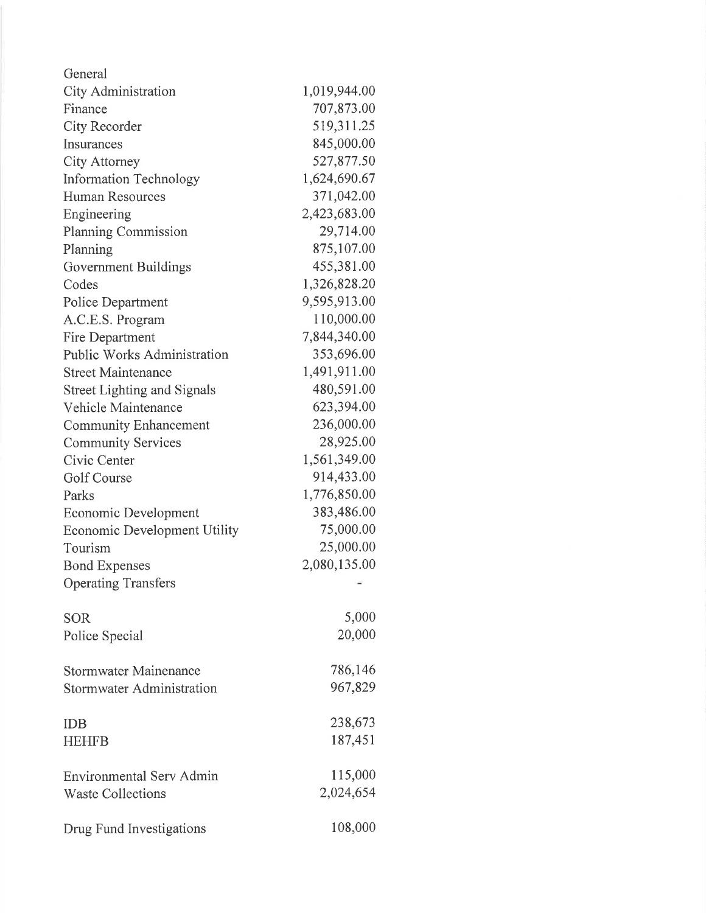| General | |
|---|---|
| City Administration | 1,019,944.00 |
| Finance | 707,873.00 |
| City Recorder | 519,311.25 |
| Insurances | 845,000.00 |
| City Attorney | 527,877.50 |
| Information Technology | 1,624,690.67 |
| Human Resources | 371,042.00 |
| Engineering | 2,423,683.00 |
| Planning Commission | 29,714.00 |
| Planning | 875,107.00 |
| Government Buildings | 455,381.00 |
| Codes | 1,326,828.20 |
| Police Department | 9,595,913.00 |
| A.C.E.S. Program | 110,000.00 |
| Fire Department | 7,844,340.00 |
| Public Works Administration | 353,696.00 |
| Street Maintenance | 1,491,911.00 |
| Street Lighting and Signals | 480,591.00 |
| Vehicle Maintenance | 623,394.00 |
| Community Enhancement | 236,000.00 |
| Community Services | 28,925.00 |
| Civic Center | 1,561,349.00 |
| Golf Course | 914,433.00 |
| Parks | 1,776,850.00 |
| Economic Development | 383,486.00 |
| Economic Development Utility | 75,000.00 |
| Tourism | 25,000.00 |
| Bond Expenses | 2,080,135.00 |
| Operating Transfers | - |
| | |
| SOR | 5,000 |
| Police Special | 20,000 |
| | |
| Stormwater Mainenance | 786,146 |
| Stormwater Administration | 967,829 |
| | |
| IDB | 238,673 |
| HEHFB | 187,451 |
| | |
| Environmental Serv Admin | 115,000 |
| Waste Collections | 2,024,654 |
| | |
| Drug Fund Investigations | 108,000 |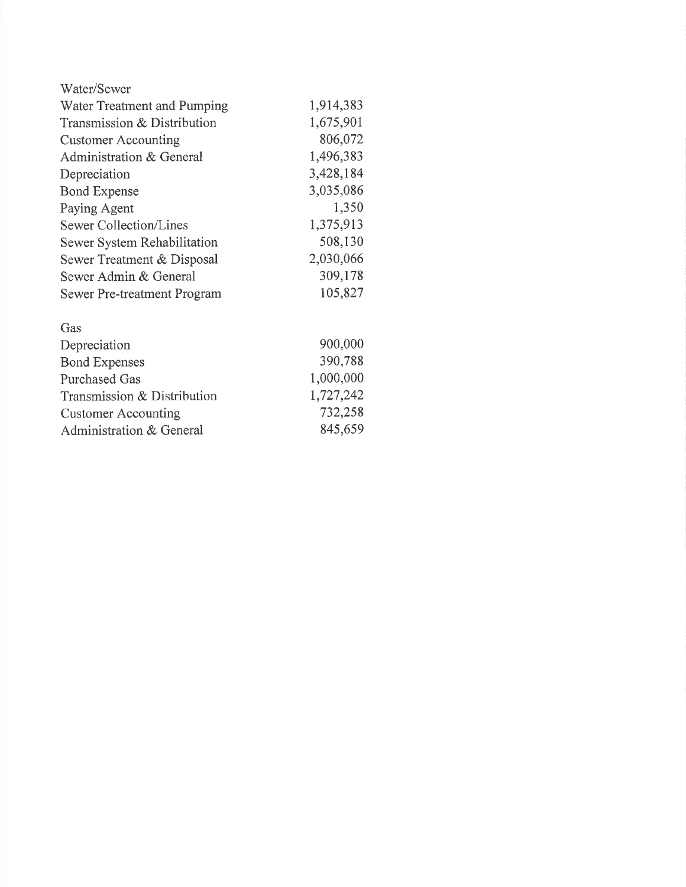| Water/Sewer | |
|---|---|
| Water Treatment and Pumping | 1,914,383 |
| Transmission & Distribution | 1,675,901 |
| Customer Accounting | 806,072 |
| Administration & General | 1,496,383 |
| Depreciation | 3,428,184 |
| Bond Expense | 3,035,086 |
| Paying Agent | 1,350 |
| Sewer Collection/Lines | 1,375,913 |
| Sewer System Rehabilitation | 508,130 |
| Sewer Treatment & Disposal | 2,030,066 |
| Sewer Admin & General | 309,178 |
| Sewer Pre-treatment Program | 105,827 |

| Gas | |
|---|---|
| Depreciation | 900,000 |
| Bond Expenses | 390,788 |
| Purchased Gas | 1,000,000 |
| Transmission & Distribution | 1,727,242 |
| Customer Accounting | 732,258 |
| Administration & General | 845,659 |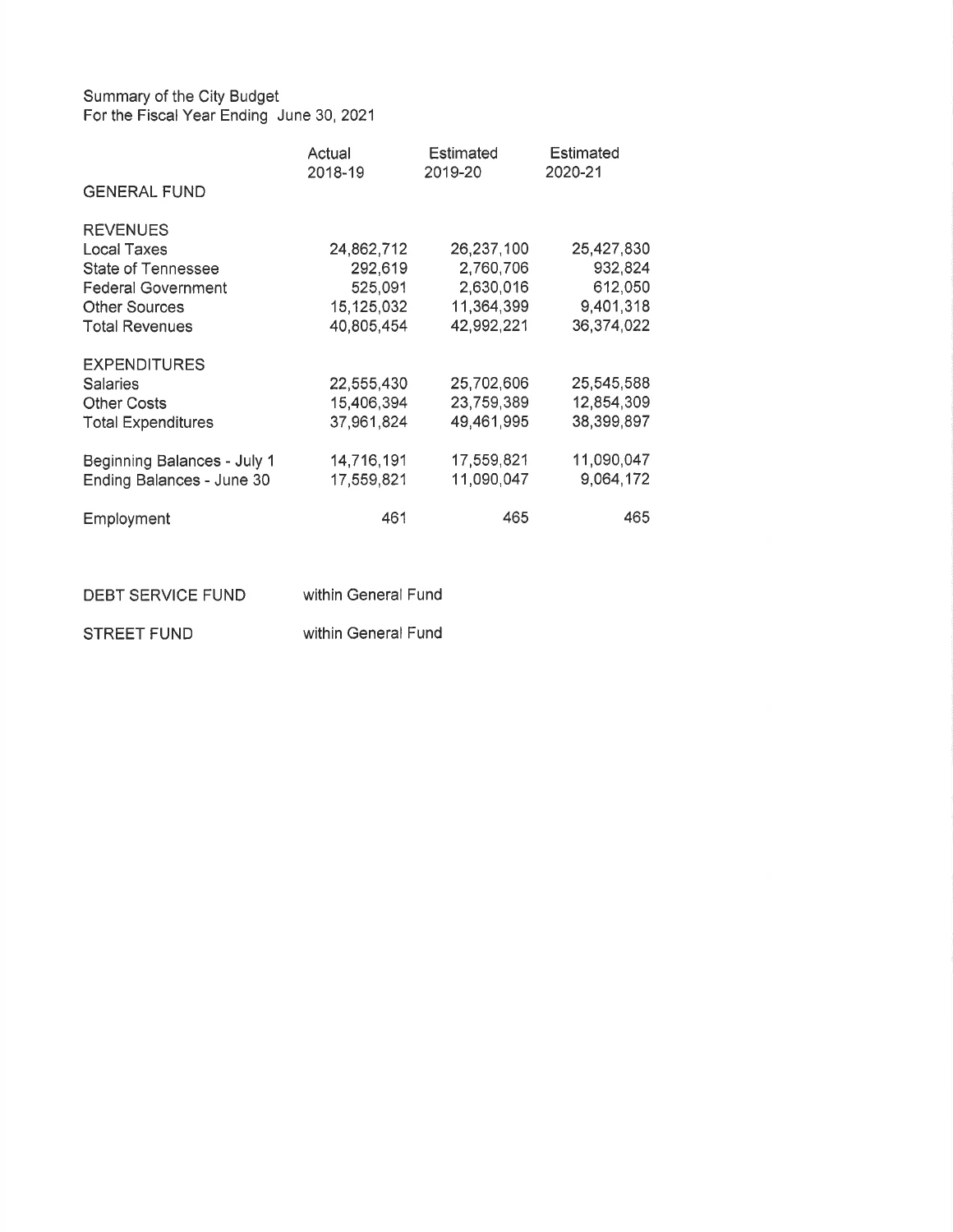Summary of the City Budget
For the Fiscal Year Ending June 30, 2021

| GENERAL FUND | Actual 2018-19 | Estimated 2019-20 | Estimated 2020-21 |
| --- | --- | --- | --- |
| REVENUES | | | |
| Local Taxes | 24,862,712 | 26,237,100 | 25,427,830 |
| State of Tennessee | 292,619 | 2,760,706 | 932,824 |
| Federal Government | 525,091 | 2,630,016 | 612,050 |
| Other Sources | 15,125,032 | 11,364,399 | 9,401,318 |
| Total Revenues | 40,805,454 | 42,992,221 | 36,374,022 |
| EXPENDITURES | | | |
| Salaries | 22,555,430 | 25,702,606 | 25,545,588 |
| Other Costs | 15,406,394 | 23,759,389 | 12,854,309 |
| Total Expenditures | 37,961,824 | 49,461,995 | 38,399,897 |
| Beginning Balances - July 1 | 14,716,191 | 17,559,821 | 11,090,047 |
| Ending Balances - June 30 | 17,559,821 | 11,090,047 | 9,064,172 |
| Employment | 461 | 465 | 465 |

DEBT SERVICE FUND within General Fund

STREET FUND within General Fund